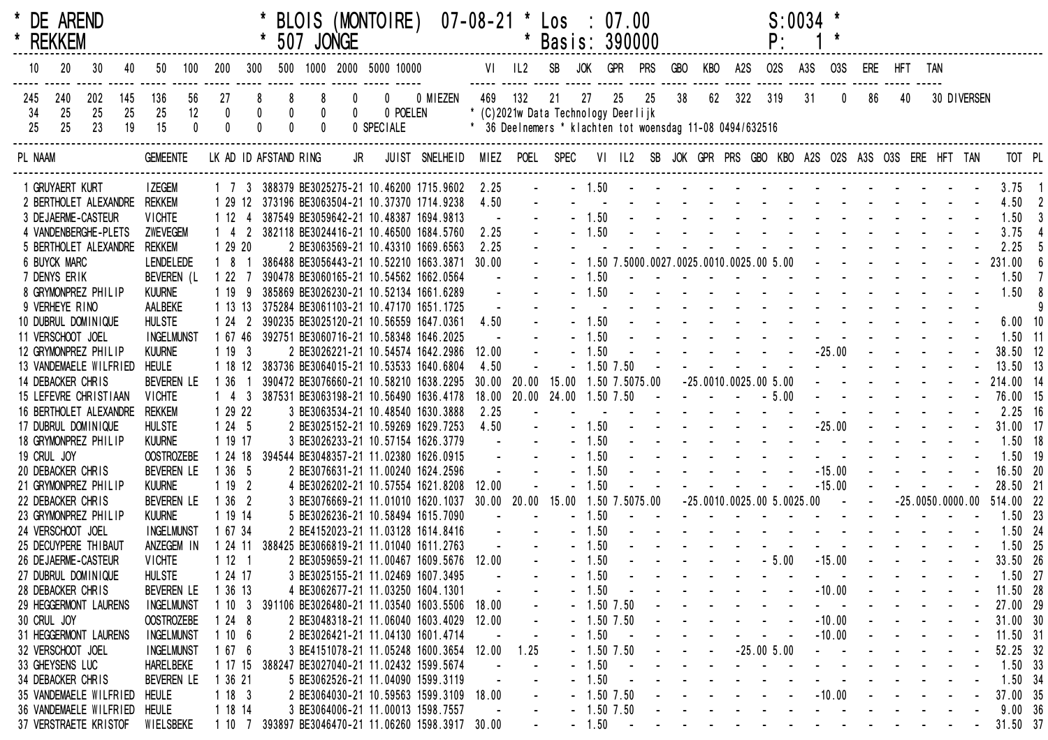| * DE AREND | * BLOIS (MONTOIRE) 07-08-21 | * Los : 07.00 | S:0034 * |
|---|---|---|---|
| * REKKEM | * 507 JONGE | * Basis: 390000 | P: 1 * |

| 10 | 20 | 30 | 40 | 50 | 100 | 200 | 300 | 500 | 1000 | 2000 | 5000 | 10000 | |
|---|---|---|---|---|---|---|---|---|---|---|---|---|---|
| 245 | 240 | 202 | 145 | 136 | 56 | 27 | 8 | 8 | 8 | 0 | 0 | 0 | MIEZEN |
| 34 | 25 | 25 | 25 | 25 | 12 | 0 | 0 | 0 | 0 | 0 | 0 | | POELEN |
| 25 | 25 | 23 | 19 | 15 | 0 | 0 | 0 | 0 | 0 | 0 | | | SPECIALE |

| VI | IL2 | SB | JOK | GPR | PRS | GBO | KBO | A2S | O2S | A3S | O3S | ERE | HFT | TAN | |
|---|---|---|---|---|---|---|---|---|---|---|---|---|---|---|---|
| 469 | 132 | 21 | 27 | 25 | 25 | 38 | 62 | 322 | 319 | 31 | 0 | 86 | 40 | 30 | DIVERSEN |

* (C)2021w Data Technology Deerlijk
* 36 Deelnemers * klachten tot woensdag 11-08 0494/632516

| PL | NAAM | GEMEENTE | LK | AD | ID | AFSTAND | RING | JR | JUIST | SNELHEID | MIEZ | POEL | SPEC | VI | IL2 | SB | JOK | GPR | PRS | GBO | KBO | A2S | O2S | A3S | O3S | ERE | HFT | TAN | TOT | PL |
|---|---|---|---|---|---|---|---|---|---|---|---|---|---|---|---|---|---|---|---|---|---|---|---|---|---|---|---|---|---|---|
| 1 | GRUYAERT KURT | IZEGEM | 1 | 7 | 3 | 388379 | BE3025275 | -21 | 10.46200 | 1715.9602 | 2.25 | - | - | 1.50 | - | - | - | - | - | - | - | - | - | - | - | - | - | - | 3.75 | 1 |
| 2 | BERTHOLET ALEXANDRE | REKKEM | 1 | 29 | 12 | 373196 | BE3063504 | -21 | 10.37370 | 1714.9238 | 4.50 | - | - | - | - | - | - | - | - | - | - | - | - | - | - | - | - | - | 4.50 | 2 |
| 3 | DEJAERME-CASTEUR | VICHTE | 1 | 12 | 4 | 387549 | BE3059642 | -21 | 10.48387 | 1694.9813 | - | - | - | 1.50 | - | - | - | - | - | - | - | - | - | - | - | - | - | - | 1.50 | 3 |
| 4 | VANDENBERGHE-PLETS | ZWEVEGEM | 1 | 4 | 2 | 382118 | BE3024416 | -21 | 10.46500 | 1684.5760 | 2.25 | - | - | 1.50 | - | - | - | - | - | - | - | - | - | - | - | - | - | - | 3.75 | 4 |
| 5 | BERTHOLET ALEXANDRE | REKKEM | 1 | 29 | 20 | 2 | BE3063569 | -21 | 10.43310 | 1669.6563 | 2.25 | - | - | - | - | - | - | - | - | - | - | - | - | - | - | - | - | - | 2.25 | 5 |
| 6 | BUYCK MARC | LENDELEDE | 1 | 8 | 1 | 386488 | BE3056443 | -21 | 10.52210 | 1663.3871 | 30.00 | - | - | 1.50 | 7.50 | 00.00 | 27.00 | 25.00 | 10.00 | 25.00 | 5.00 | - | - | - | - | - | - | - | 231.00 | 6 |
| 7 | DENYS ERIK | BEVEREN (L | 1 | 22 | 7 | 390478 | BE3060165 | -21 | 10.54562 | 1662.0564 | - | - | - | 1.50 | - | - | - | - | - | - | - | - | - | - | - | - | - | - | 1.50 | 7 |
| 8 | GRYMONPREZ PHILIP | KUURNE | 1 | 19 | 9 | 385869 | BE3026230 | -21 | 10.52134 | 1661.6289 | - | - | - | 1.50 | - | - | - | - | - | - | - | - | - | - | - | - | - | - | 1.50 | 8 |
| 9 | VERHEYE RINO | AALBEKE | 1 | 13 | 13 | 375284 | BE3061103 | -21 | 10.47170 | 1651.1725 | - | - | - | - | - | - | - | - | - | - | - | - | - | - | - | - | - | - | | 9 |
| 10 | DUBRUL DOMINIQUE | HULSTE | 1 | 24 | 2 | 390235 | BE3025120 | -21 | 10.56559 | 1647.0361 | 4.50 | - | - | 1.50 | - | - | - | - | - | - | - | - | - | - | - | - | - | - | 6.00 | 10 |
| 11 | VERSCHOOT JOEL | INGELMUNST | 1 | 67 | 46 | 392751 | BE3060716 | -21 | 10.58348 | 1646.2025 | - | - | - | 1.50 | - | - | - | - | - | - | - | - | - | - | - | - | - | - | 1.50 | 11 |
| 12 | GRYMONPREZ PHILIP | KUURNE | 1 | 19 | 3 | 2 | BE3026221 | -21 | 10.54574 | 1642.2986 | 12.00 | - | - | 1.50 | - | - | - | - | - | - | - | - | 25.00 | - | - | - | - | - | 38.50 | 12 |
| 13 | VANDEMAELE WILFRIED | HEULE | 1 | 18 | 12 | 383736 | BE3064015 | -21 | 10.53533 | 1640.6804 | 4.50 | - | - | 1.50 | 7.50 | - | - | - | - | - | - | - | - | - | - | - | - | - | 13.50 | 13 |
| 14 | DEBACKER CHRIS | BEVEREN LE | 1 | 36 | 1 | 390472 | BE3076660 | -21 | 10.58210 | 1638.2295 | 30.00 | 20.00 | 15.00 | 1.50 | 7.50 | 75.00 | - | 25.00 | 10.00 | 25.00 | 5.00 | - | - | - | - | - | - | - | 214.00 | 14 |
| 15 | LEFEVRE CHRISTIAAN | VICHTE | 1 | 4 | 3 | 387531 | BE3063198 | -21 | 10.56490 | 1636.4178 | 18.00 | 20.00 | 24.00 | 1.50 | 7.50 | - | - | - | - | - | 5.00 | - | - | - | - | - | - | - | 76.00 | 15 |
| 16 | BERTHOLET ALEXANDRE | REKKEM | 1 | 29 | 22 | 3 | BE3063534 | -21 | 10.48540 | 1630.3888 | 2.25 | - | - | - | - | - | - | - | - | - | - | - | - | - | - | - | - | - | 2.25 | 16 |
| 17 | DUBRUL DOMINIQUE | HULSTE | 1 | 24 | 5 | 2 | BE3025152 | -21 | 10.59269 | 1629.7253 | 4.50 | - | - | 1.50 | - | - | - | - | - | - | - | - | 25.00 | - | - | - | - | - | 31.00 | 17 |
| 18 | GRYMONPREZ PHILIP | KUURNE | 1 | 19 | 17 | 3 | BE3026233 | -21 | 10.57154 | 1626.3779 | - | - | - | 1.50 | - | - | - | - | - | - | - | - | - | - | - | - | - | - | 1.50 | 18 |
| 19 | CRUL JOY | OOSTROZEBE | 1 | 24 | 18 | 394544 | BE3048357 | -21 | 11.02380 | 1626.0915 | - | - | - | 1.50 | - | - | - | - | - | - | - | - | - | - | - | - | - | - | 1.50 | 19 |
| 20 | DEBACKER CHRIS | BEVEREN LE | 1 | 36 | 5 | 2 | BE3076631 | -21 | 11.00240 | 1624.2596 | - | - | - | 1.50 | - | - | - | - | - | - | - | - | 15.00 | - | - | - | - | - | 16.50 | 20 |
| 21 | GRYMONPREZ PHILIP | KUURNE | 1 | 19 | 2 | 4 | BE3026202 | -21 | 10.57554 | 1621.8208 | 12.00 | - | - | 1.50 | - | - | - | - | - | - | - | - | 15.00 | - | - | - | - | - | 28.50 | 21 |
| 22 | DEBACKER CHRIS | BEVEREN LE | 1 | 36 | 2 | 3 | BE3076669 | -21 | 11.01010 | 1620.1037 | 30.00 | 20.00 | 15.00 | 1.50 | 7.50 | 75.00 | - | 25.00 | 10.00 | 25.00 | 5.00 | 25.00 | - | - | - | 25.00 | 50.00 | 00.00 | 514.00 | 22 |
| 23 | GRYMONPREZ PHILIP | KUURNE | 1 | 19 | 14 | 5 | BE3026236 | -21 | 10.58494 | 1615.7090 | - | - | - | 1.50 | - | - | - | - | - | - | - | - | - | - | - | - | - | - | 1.50 | 23 |
| 24 | VERSCHOOT JOEL | INGELMUNST | 1 | 67 | 34 | 2 | BE4152023 | -21 | 11.03128 | 1614.8416 | - | - | - | 1.50 | - | - | - | - | - | - | - | - | - | - | - | - | - | - | 1.50 | 24 |
| 25 | DECUYPERE THIBAUT | ANZEGEM IN | 1 | 24 | 11 | 388425 | BE3066819 | -21 | 11.01040 | 1611.2763 | - | - | - | 1.50 | - | - | - | - | - | - | - | - | - | - | - | - | - | - | 1.50 | 25 |
| 26 | DEJAERME-CASTEUR | VICHTE | 1 | 12 | 1 | 2 | BE3059659 | -21 | 11.00467 | 1609.5676 | 12.00 | - | - | 1.50 | - | - | - | - | - | - | 5.00 | - | 15.00 | - | - | - | - | - | 33.50 | 26 |
| 27 | DUBRUL DOMINIQUE | HULSTE | 1 | 24 | 17 | 3 | BE3025155 | -21 | 11.02469 | 1607.3495 | - | - | - | 1.50 | - | - | - | - | - | - | - | - | - | - | - | - | - | - | 1.50 | 27 |
| 28 | DEBACKER CHRIS | BEVEREN LE | 1 | 36 | 13 | 4 | BE3062677 | -21 | 11.03250 | 1604.1301 | - | - | - | 1.50 | - | - | - | - | - | - | - | - | 10.00 | - | - | - | - | - | 11.50 | 28 |
| 29 | HEGGERMONT LAURENS | INGELMUNST | 1 | 10 | 3 | 391106 | BE3026480 | -21 | 11.03540 | 1603.5506 | 18.00 | - | - | 1.50 | 7.50 | - | - | - | - | - | - | - | - | - | - | - | - | - | 27.00 | 29 |
| 30 | CRUL JOY | OOSTROZEBE | 1 | 24 | 8 | 2 | BE3048318 | -21 | 11.06040 | 1603.4029 | 12.00 | - | - | 1.50 | 7.50 | - | - | - | - | - | - | - | 10.00 | - | - | - | - | - | 31.00 | 30 |
| 31 | HEGGERMONT LAURENS | INGELMUNST | 1 | 10 | 6 | 2 | BE3026421 | -21 | 11.04130 | 1601.4714 | - | - | - | 1.50 | - | - | - | - | - | - | - | - | 10.00 | - | - | - | - | - | 11.50 | 31 |
| 32 | VERSCHOOT JOEL | INGELMUNST | 1 | 67 | 6 | 3 | BE4151078 | -21 | 11.05248 | 1600.3654 | 12.00 | 1.25 | - | 1.50 | 7.50 | - | - | - | - | 25.00 | 5.00 | - | - | - | - | - | - | - | 52.25 | 32 |
| 33 | GHEYSENS LUC | HARELBEKE | 1 | 17 | 15 | 388247 | BE3027040 | -21 | 11.02432 | 1599.5674 | - | - | - | 1.50 | - | - | - | - | - | - | - | - | - | - | - | - | - | - | 1.50 | 33 |
| 34 | DEBACKER CHRIS | BEVEREN LE | 1 | 36 | 21 | 5 | BE3062526 | -21 | 11.04090 | 1599.3119 | - | - | - | 1.50 | - | - | - | - | - | - | - | - | - | - | - | - | - | - | 1.50 | 34 |
| 35 | VANDEMAELE WILFRIED | HEULE | 1 | 18 | 3 | 2 | BE3064030 | -21 | 10.59563 | 1599.3109 | 18.00 | - | - | 1.50 | 7.50 | - | - | - | - | - | - | - | 10.00 | - | - | - | - | - | 37.00 | 35 |
| 36 | VANDEMAELE WILFRIED | HEULE | 1 | 18 | 14 | 3 | BE3064006 | -21 | 11.00013 | 1598.7557 | - | - | - | 1.50 | 7.50 | - | - | - | - | - | - | - | - | - | - | - | - | - | 9.00 | 36 |
| 37 | VERSTRAETE KRISTOF | WIELSBEKE | 1 | 10 | 7 | 393897 | BE3046470 | -21 | 11.06260 | 1598.3917 | 30.00 | - | - | 1.50 | - | - | - | - | - | - | - | - | - | - | - | - | - | - | 31.50 | 37 |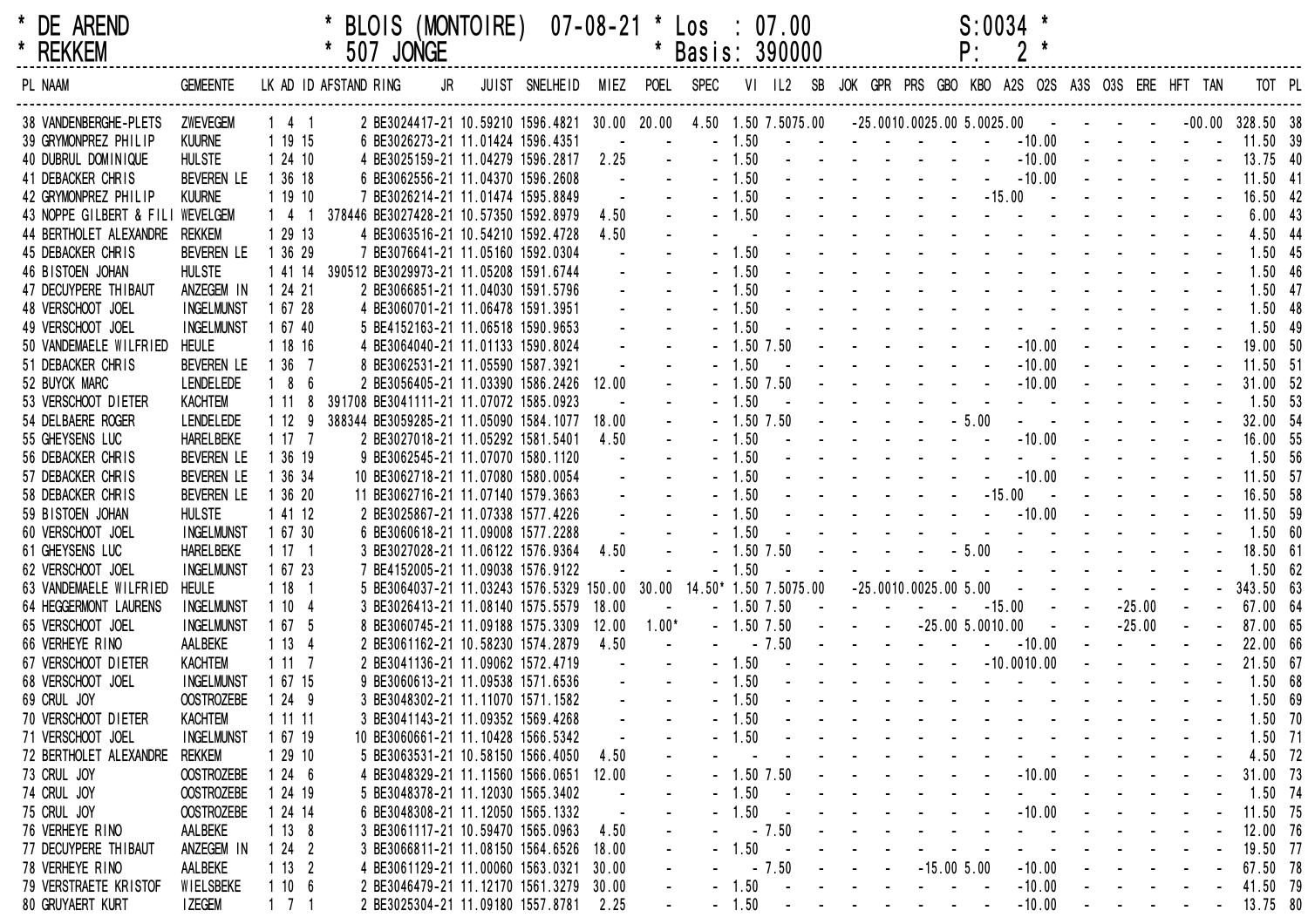\* DE AREND  \* BLOIS (MONTOIRE) 07-08-21 \* Los : 07.00  S:0034 \*
\* REKKEM  \* 507 JONGE  \* Basis: 390000  P: 2 \*

| PL | NAAM | GEMEENTE | LK | AD | ID | AFSTAND | RING | JR | JUIST | SNELHEID | MIEZ | POEL | SPEC | VI | IL2 | SB | JOK | GPR | PRS | GBO | KBO | A2S | O2S | A3S | O3S | ERE | HFT | TAN | TOT | PL |
|---|---|---|---|---|---|---|---|---|---|---|---|---|---|---|---|---|---|---|---|---|---|---|---|---|---|---|---|---|---|---|
| 38 | VANDENBERGHE-PLETS | ZWEVEGEM | 1 | 4 | 1 | 2 | BE3024417-21 | | 10.59210 | 1596.4821 | 30.00 | 20.00 | 4.50 | 1.50 | 7.50 | 75.00 | - | 25.00 | 10.00 | 25.00 | 5.00 | 25.00 | - | - | - | - | - | 00.00 | 328.50 | 38 |
| 39 | GRYMONPREZ PHILIP | KUURNE | 1 | 19 | 15 | 6 | BE3026273-21 | | 11.01424 | 1596.4351 | - | - | - | 1.50 | - | - | - | - | - | - | - | - | 10.00 | - | - | - | - | - | 11.50 | 39 |
| 40 | DUBRUL DOMINIQUE | HULSTE | 1 | 24 | 10 | 4 | BE3025159-21 | | 11.04279 | 1596.2817 | 2.25 | - | - | 1.50 | - | - | - | - | - | - | - | - | 10.00 | - | - | - | - | - | 13.75 | 40 |
| 41 | DEBACKER CHRIS | BEVEREN LE | 1 | 36 | 18 | 6 | BE3062556-21 | | 11.04370 | 1596.2608 | - | - | - | 1.50 | - | - | - | - | - | - | - | - | 10.00 | - | - | - | - | - | 11.50 | 41 |
| 42 | GRYMONPREZ PHILIP | KUURNE | 1 | 19 | 10 | 7 | BE3026214-21 | | 11.01474 | 1595.8849 | - | - | - | 1.50 | - | - | - | - | - | - | - | 15.00 | - | - | - | - | - | - | 16.50 | 42 |
| 43 | NOPPE GILBERT & FILI | WEVELGEM | 1 | 4 | 1 | 378446 | BE3027428-21 | | 10.57350 | 1592.8979 | 4.50 | - | - | 1.50 | - | - | - | - | - | - | - | - | - | - | - | - | - | - | 6.00 | 43 |
| 44 | BERTHOLET ALEXANDRE | REKKEM | 1 | 29 | 13 | 4 | BE3063516-21 | | 10.54210 | 1592.4728 | 4.50 | - | - | - | - | - | - | - | - | - | - | - | - | - | - | - | - | - | 4.50 | 44 |
| 45 | DEBACKER CHRIS | BEVEREN LE | 1 | 36 | 29 | 7 | BE3076641-21 | | 11.05160 | 1592.0304 | - | - | - | 1.50 | - | - | - | - | - | - | - | - | - | - | - | - | - | - | 1.50 | 45 |
| 46 | BISTOEN JOHAN | HULSTE | 1 | 41 | 14 | 390512 | BE3029973-21 | | 11.05208 | 1591.6744 | - | - | - | 1.50 | - | - | - | - | - | - | - | - | - | - | - | - | - | - | 1.50 | 46 |
| 47 | DECUYPERE THIBAUT | ANZEGEM IN | 1 | 24 | 21 | 2 | BE3066851-21 | | 11.04030 | 1591.5796 | - | - | - | 1.50 | - | - | - | - | - | - | - | - | - | - | - | - | - | - | 1.50 | 47 |
| 48 | VERSCHOOT JOEL | INGELMUNST | 1 | 67 | 28 | 4 | BE3060701-21 | | 11.06478 | 1591.3951 | - | - | - | 1.50 | - | - | - | - | - | - | - | - | - | - | - | - | - | - | 1.50 | 48 |
| 49 | VERSCHOOT JOEL | INGELMUNST | 1 | 67 | 40 | 5 | BE4152163-21 | | 11.06518 | 1590.9653 | - | - | - | 1.50 | - | - | - | - | - | - | - | - | - | - | - | - | - | - | 1.50 | 49 |
| 50 | VANDEMAELE WILFRIED | HEULE | 1 | 18 | 16 | 4 | BE3064040-21 | | 11.01133 | 1590.8024 | - | - | - | 1.50 | 7.50 | - | - | - | - | - | - | - | 10.00 | - | - | - | - | - | 19.00 | 50 |
| 51 | DEBACKER CHRIS | BEVEREN LE | 1 | 36 | 7 | 8 | BE3062531-21 | | 11.05590 | 1587.3921 | - | - | - | 1.50 | - | - | - | - | - | - | - | - | 10.00 | - | - | - | - | - | 11.50 | 51 |
| 52 | BUYCK MARC | LENDELEDE | 1 | 8 | 6 | 2 | BE3056405-21 | | 11.03390 | 1586.2426 | 12.00 | - | - | 1.50 | 7.50 | - | - | - | - | - | - | - | 10.00 | - | - | - | - | - | 31.00 | 52 |
| 53 | VERSCHOOT DIETER | KACHTEM | 1 | 11 | 8 | 391708 | BE3041111-21 | | 11.07072 | 1585.0923 | - | - | - | 1.50 | - | - | - | - | - | - | - | - | - | - | - | - | - | - | 1.50 | 53 |
| 54 | DELBAERE ROGER | LENDELEDE | 1 | 12 | 9 | 388344 | BE3059285-21 | | 11.05090 | 1584.1077 | 18.00 | - | - | 1.50 | 7.50 | - | - | - | - | - | 5.00 | - | - | - | - | - | - | - | 32.00 | 54 |
| 55 | GHEYSENS LUC | HARELBEKE | 1 | 17 | 7 | 2 | BE3027018-21 | | 11.05292 | 1581.5401 | 4.50 | - | - | 1.50 | - | - | - | - | - | - | - | - | 10.00 | - | - | - | - | - | 16.00 | 55 |
| 56 | DEBACKER CHRIS | BEVEREN LE | 1 | 36 | 19 | 9 | BE3062545-21 | | 11.07070 | 1580.1120 | - | - | - | 1.50 | - | - | - | - | - | - | - | - | - | - | - | - | - | - | 1.50 | 56 |
| 57 | DEBACKER CHRIS | BEVEREN LE | 1 | 36 | 34 | 10 | BE3062718-21 | | 11.07080 | 1580.0054 | - | - | - | 1.50 | - | - | - | - | - | - | - | - | 10.00 | - | - | - | - | - | 11.50 | 57 |
| 58 | DEBACKER CHRIS | BEVEREN LE | 1 | 36 | 20 | 11 | BE3062716-21 | | 11.07140 | 1579.3663 | - | - | - | 1.50 | - | - | - | - | - | - | - | 15.00 | - | - | - | - | - | - | 16.50 | 58 |
| 59 | BISTOEN JOHAN | HULSTE | 1 | 41 | 12 | 2 | BE3025867-21 | | 11.07338 | 1577.4226 | - | - | - | 1.50 | - | - | - | - | - | - | - | - | 10.00 | - | - | - | - | - | 11.50 | 59 |
| 60 | VERSCHOOT JOEL | INGELMUNST | 1 | 67 | 30 | 6 | BE3060618-21 | | 11.09008 | 1577.2288 | - | - | - | 1.50 | - | - | - | - | - | - | - | - | - | - | - | - | - | - | 1.50 | 60 |
| 61 | GHEYSENS LUC | HARELBEKE | 1 | 17 | 1 | 3 | BE3027028-21 | | 11.06122 | 1576.9364 | 4.50 | - | - | 1.50 | 7.50 | - | - | - | - | - | 5.00 | - | - | - | - | - | - | - | 18.50 | 61 |
| 62 | VERSCHOOT JOEL | INGELMUNST | 1 | 67 | 23 | 7 | BE4152005-21 | | 11.09038 | 1576.9122 | - | - | - | 1.50 | - | - | - | - | - | - | - | - | - | - | - | - | - | - | 1.50 | 62 |
| 63 | VANDEMAELE WILFRIED | HEULE | 1 | 18 | 1 | 5 | BE3064037-21 | | 11.03243 | 1576.5329 | 150.00 | 30.00 | 14.50* | 1.50 | 7.50 | 75.00 | - | 25.00 | 10.00 | 25.00 | 5.00 | - | - | - | - | - | - | - | 343.50 | 63 |
| 64 | HEGGERMONT LAURENS | INGELMUNST | 1 | 10 | 4 | 3 | BE3026413-21 | | 11.08140 | 1575.5579 | 18.00 | - | - | 1.50 | 7.50 | - | - | - | - | - | - | 15.00 | - | - | - | 25.00 | - | - | 67.00 | 64 |
| 65 | VERSCHOOT JOEL | INGELMUNST | 1 | 67 | 5 | 8 | BE3060745-21 | | 11.09188 | 1575.3309 | 12.00 | 1.00* | - | 1.50 | 7.50 | - | - | - | - | 25.00 | 5.00 | 10.00 | - | - | - | 25.00 | - | - | 87.00 | 65 |
| 66 | VERHEYE RINO | AALBEKE | 1 | 13 | 4 | 2 | BE3061162-21 | | 10.58230 | 1574.2879 | 4.50 | - | - | - | 7.50 | - | - | - | - | - | - | - | 10.00 | - | - | - | - | - | 22.00 | 66 |
| 67 | VERSCHOOT DIETER | KACHTEM | 1 | 11 | 7 | 2 | BE3041136-21 | | 11.09062 | 1572.4719 | - | - | - | 1.50 | - | - | - | - | - | - | - | 10.00 | 10.00 | - | - | - | - | - | 21.50 | 67 |
| 68 | VERSCHOOT JOEL | INGELMUNST | 1 | 67 | 15 | 9 | BE3060613-21 | | 11.09538 | 1571.6536 | - | - | - | 1.50 | - | - | - | - | - | - | - | - | - | - | - | - | - | - | 1.50 | 68 |
| 69 | CRUL JOY | OOSTROZEBE | 1 | 24 | 9 | 3 | BE3048302-21 | | 11.11070 | 1571.1582 | - | - | - | 1.50 | - | - | - | - | - | - | - | - | - | - | - | - | - | - | 1.50 | 69 |
| 70 | VERSCHOOT DIETER | KACHTEM | 1 | 11 | 11 | 3 | BE3041143-21 | | 11.09352 | 1569.4268 | - | - | - | 1.50 | - | - | - | - | - | - | - | - | - | - | - | - | - | - | 1.50 | 70 |
| 71 | VERSCHOOT JOEL | INGELMUNST | 1 | 67 | 19 | 10 | BE3060661-21 | | 11.10428 | 1566.5342 | - | - | - | 1.50 | - | - | - | - | - | - | - | - | - | - | - | - | - | - | 1.50 | 71 |
| 72 | BERTHOLET ALEXANDRE | REKKEM | 1 | 29 | 10 | 5 | BE3063531-21 | | 10.58150 | 1566.4050 | 4.50 | - | - | - | - | - | - | - | - | - | - | - | - | - | - | - | - | - | 4.50 | 72 |
| 73 | CRUL JOY | OOSTROZEBE | 1 | 24 | 6 | 4 | BE3048329-21 | | 11.11560 | 1566.0651 | 12.00 | - | - | 1.50 | 7.50 | - | - | - | - | - | - | - | 10.00 | - | - | - | - | - | 31.00 | 73 |
| 74 | CRUL JOY | OOSTROZEBE | 1 | 24 | 19 | 5 | BE3048378-21 | | 11.12030 | 1565.3402 | - | - | - | 1.50 | - | - | - | - | - | - | - | - | - | - | - | - | - | - | 1.50 | 74 |
| 75 | CRUL JOY | OOSTROZEBE | 1 | 24 | 14 | 6 | BE3048308-21 | | 11.12050 | 1565.1332 | - | - | - | 1.50 | - | - | - | - | - | - | - | - | 10.00 | - | - | - | - | - | 11.50 | 75 |
| 76 | VERHEYE RINO | AALBEKE | 1 | 13 | 8 | 3 | BE3061117-21 | | 10.59470 | 1565.0963 | 4.50 | - | - | - | 7.50 | - | - | - | - | - | - | - | - | - | - | - | - | - | 12.00 | 76 |
| 77 | DECUYPERE THIBAUT | ANZEGEM IN | 1 | 24 | 2 | 3 | BE3066811-21 | | 11.08150 | 1564.6526 | 18.00 | - | - | 1.50 | - | - | - | - | - | - | - | - | - | - | - | - | - | - | 19.50 | 77 |
| 78 | VERHEYE RINO | AALBEKE | 1 | 13 | 2 | 4 | BE3061129-21 | | 11.00060 | 1563.0321 | 30.00 | - | - | - | 7.50 | - | - | - | - | 15.00 | 5.00 | - | 10.00 | - | - | - | - | - | 67.50 | 78 |
| 79 | VERSTRAETE KRISTOF | WIELSBEKE | 1 | 10 | 6 | 2 | BE3046479-21 | | 11.12170 | 1561.3279 | 30.00 | - | - | 1.50 | - | - | - | - | - | - | - | - | 10.00 | - | - | - | - | - | 41.50 | 79 |
| 80 | GRUYAERT KURT | IZEGEM | 1 | 7 | 1 | 2 | BE3025304-21 | | 11.09180 | 1557.8881 | 2.25 | - | - | 1.50 | - | - | - | - | - | - | - | - | 10.00 | - | - | - | - | - | 13.75 | 80 |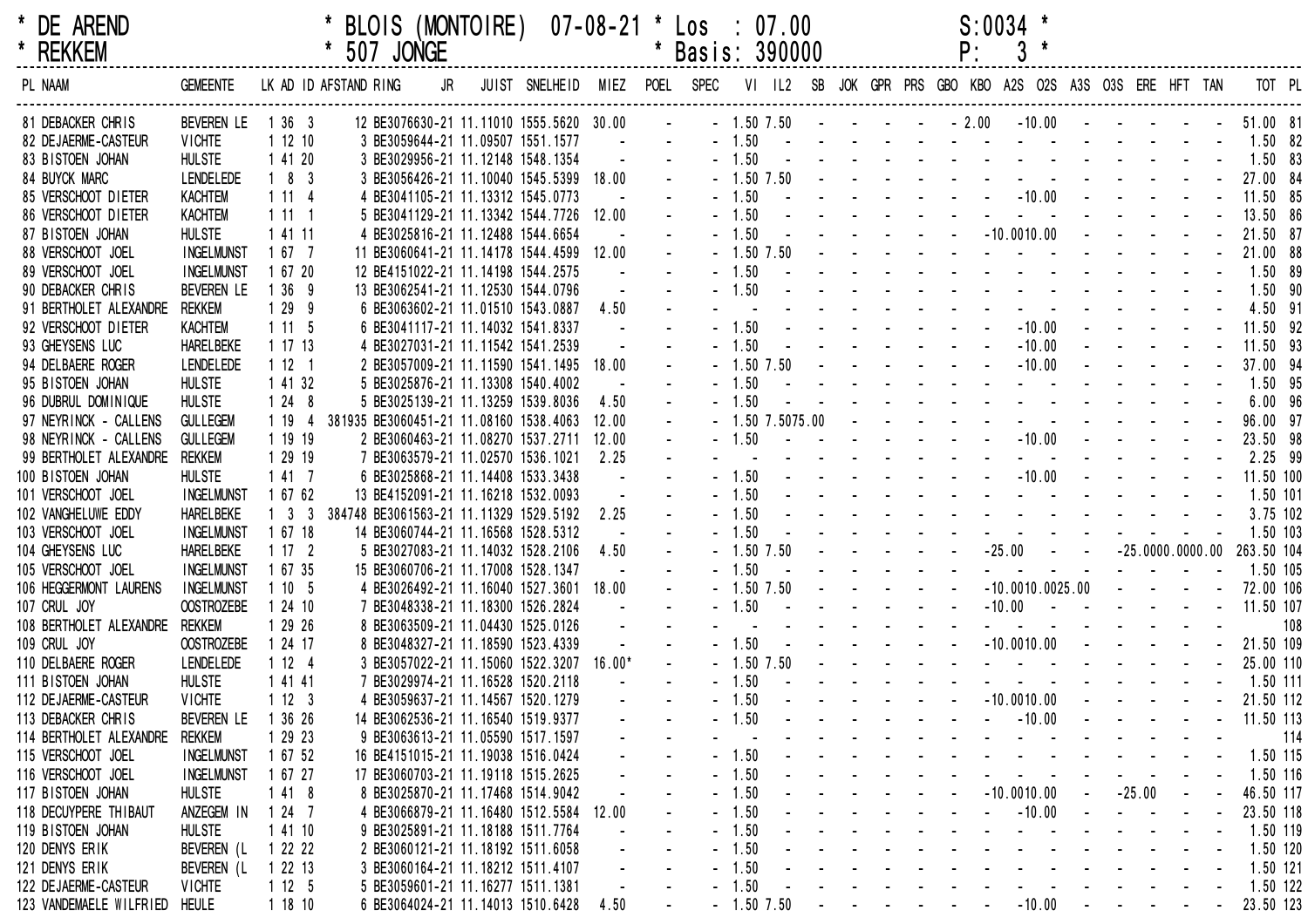\* DE AREND \* BLOIS (MONTOIRE) 07-08-21 \* Los : 07.00 S:0034 \*

\* REKKEM \* 507 JONGE \* Basis: 390000 P: 3 \*

| PL | NAAM | GEMEENTE | LK | AD | ID | AFSTAND | RING | JR | JUIST | SNELHEID | MIEZ | POEL | SPEC | VI | IL2 | SB | JOK | GPR | PRS | GBO | KBO | A2S | O2S | A3S | O3S | ERE | HFT | TAN | TOT | PL |
|---|---|---|---|---|---|---|---|---|---|---|---|---|---|---|---|---|---|---|---|---|---|---|---|---|---|---|---|---|---|---|
| 81 | DEBACKER CHRIS | BEVEREN LE | 1 | 36 | 3 | | 12 BE3076630-21 | | 11.11010 | 1555.5620 | 30.00 | - | - | 1.50 | 7.50 | - | - | - | - | - | 2.00 | - | 10.00 | - | - | - | - | - | 51.00 | 81 |
| 82 | DEJAERME-CASTEUR | VICHTE | 1 | 12 | 10 | | 3 BE3059644-21 | | 11.09507 | 1551.1577 | - | - | - | 1.50 | - | - | - | - | - | - | - | - | - | - | - | - | - | - | 1.50 | 82 |
| 83 | BISTOEN JOHAN | HULSTE | 1 | 41 | 20 | | 3 BE3029956-21 | | 11.12148 | 1548.1354 | - | - | - | 1.50 | - | - | - | - | - | - | - | - | - | - | - | - | - | - | 1.50 | 83 |
| 84 | BUYCK MARC | LENDELEDE | 1 | 8 | 3 | | 3 BE3056426-21 | | 11.10040 | 1545.5399 | 18.00 | - | - | 1.50 | 7.50 | - | - | - | - | - | - | - | - | - | - | - | - | - | 27.00 | 84 |
| 85 | VERSCHOOT DIETER | KACHTEM | 1 | 11 | 4 | | 4 BE3041105-21 | | 11.13312 | 1545.0773 | - | - | - | 1.50 | - | - | - | - | - | - | - | - | 10.00 | - | - | - | - | - | 11.50 | 85 |
| 86 | VERSCHOOT DIETER | KACHTEM | 1 | 11 | 1 | | 5 BE3041129-21 | | 11.13342 | 1544.7726 | 12.00 | - | - | 1.50 | - | - | - | - | - | - | - | - | - | - | - | - | - | - | 13.50 | 86 |
| 87 | BISTOEN JOHAN | HULSTE | 1 | 41 | 11 | | 4 BE3025816-21 | | 11.12488 | 1544.6654 | - | - | - | 1.50 | - | - | - | - | - | - | - | 10.00 | 10.00 | - | - | - | - | - | 21.50 | 87 |
| 88 | VERSCHOOT JOEL | INGELMUNST | 1 | 67 | 7 | | 11 BE3060641-21 | | 11.14178 | 1544.4599 | 12.00 | - | - | 1.50 | 7.50 | - | - | - | - | - | - | - | - | - | - | - | - | - | 21.00 | 88 |
| 89 | VERSCHOOT JOEL | INGELMUNST | 1 | 67 | 20 | | 12 BE4151022-21 | | 11.14198 | 1544.2575 | - | - | - | 1.50 | - | - | - | - | - | - | - | - | - | - | - | - | - | - | 1.50 | 89 |
| 90 | DEBACKER CHRIS | BEVEREN LE | 1 | 36 | 9 | | 13 BE3062541-21 | | 11.12530 | 1544.0796 | - | - | - | 1.50 | - | - | - | - | - | - | - | - | - | - | - | - | - | - | 1.50 | 90 |
| 91 | BERTHOLET ALEXANDRE | REKKEM | 1 | 29 | 9 | | 6 BE3063602-21 | | 11.01510 | 1543.0887 | 4.50 | - | - | - | | | | | | | | | | | | | | | 4.50 | 91 |
| 92 | VERSCHOOT DIETER | KACHTEM | 1 | 11 | 5 | | 6 BE3041117-21 | | 11.14032 | 1541.8337 | - | - | - | 1.50 | - | - | - | - | - | - | - | - | 10.00 | - | - | - | - | - | 11.50 | 92 |
| 93 | GHEYSENS LUC | HARELBEKE | 1 | 17 | 13 | | 4 BE3027031-21 | | 11.11542 | 1541.2539 | - | - | - | 1.50 | - | - | - | - | - | - | - | - | 10.00 | - | - | - | - | - | 11.50 | 93 |
| 94 | DELBAERE ROGER | LENDELEDE | 1 | 12 | 1 | | 2 BE3057009-21 | | 11.11590 | 1541.1495 | 18.00 | - | - | 1.50 | 7.50 | - | - | - | - | - | - | - | 10.00 | - | - | - | - | - | 37.00 | 94 |
| 95 | BISTOEN JOHAN | HULSTE | 1 | 41 | 32 | | 5 BE3025876-21 | | 11.13308 | 1540.4002 | - | - | - | 1.50 | - | - | - | - | - | - | - | - | - | - | - | - | - | - | 1.50 | 95 |
| 96 | DUBRUL DOMINIQUE | HULSTE | 1 | 24 | 8 | | 5 BE3025139-21 | | 11.13259 | 1539.8036 | 4.50 | - | - | 1.50 | - | - | - | - | - | - | - | - | - | - | - | - | - | - | 6.00 | 96 |
| 97 | NEYRINCK - CALLENS | GULLEGEM | 1 | 19 | 4 | 381935 | BE3060451-21 | | 11.08160 | 1538.4063 | 12.00 | - | - | 1.50 | 7.50 | 75.00 | - | - | - | - | - | - | - | - | - | - | - | - | 96.00 | 97 |
| 98 | NEYRINCK - CALLENS | GULLEGEM | 1 | 19 | 19 | | 2 BE3060463-21 | | 11.08270 | 1537.2711 | 12.00 | - | - | 1.50 | - | - | - | - | - | - | - | - | 10.00 | - | - | - | - | - | 23.50 | 98 |
| 99 | BERTHOLET ALEXANDRE | REKKEM | 1 | 29 | 19 | | 7 BE3063579-21 | | 11.02570 | 1536.1021 | 2.25 | - | - | - | | | | | | | | | | | | | | | 2.25 | 99 |
| 100 | BISTOEN JOHAN | HULSTE | 1 | 41 | 7 | | 6 BE3025868-21 | | 11.14408 | 1533.3438 | - | - | - | 1.50 | - | - | - | - | - | - | - | - | 10.00 | - | - | - | - | - | 11.50 | 100 |
| 101 | VERSCHOOT JOEL | INGELMUNST | 1 | 67 | 62 | | 13 BE4152091-21 | | 11.16218 | 1532.0093 | - | - | - | 1.50 | - | - | - | - | - | - | - | - | - | - | - | - | - | - | 1.50 | 101 |
| 102 | VANGHELUWE EDDY | HARELBEKE | 1 | 3 | 3 | 384748 | BE3061563-21 | | 11.11329 | 1529.5192 | 2.25 | - | - | 1.50 | - | - | - | - | - | - | - | - | - | - | - | - | - | - | 3.75 | 102 |
| 103 | VERSCHOOT JOEL | INGELMUNST | 1 | 67 | 18 | | 14 BE3060744-21 | | 11.16568 | 1528.5312 | - | - | - | 1.50 | - | - | - | - | - | - | - | - | - | - | - | - | - | - | 1.50 | 103 |
| 104 | GHEYSENS LUC | HARELBEKE | 1 | 17 | 2 | | 5 BE3027083-21 | | 11.14032 | 1528.2106 | 4.50 | - | - | 1.50 | 7.50 | - | - | - | - | - | - | 25.00 | - | - | - | 25.00 | 00.00 | 00.00 | 263.50 | 104 |
| 105 | VERSCHOOT JOEL | INGELMUNST | 1 | 67 | 35 | | 15 BE3060706-21 | | 11.17008 | 1528.1347 | - | - | - | 1.50 | - | - | - | - | - | - | - | - | - | - | - | - | - | - | 1.50 | 105 |
| 106 | HEGGERMONT LAURENS | INGELMUNST | 1 | 10 | 5 | | 4 BE3026492-21 | | 11.16040 | 1527.3601 | 18.00 | - | - | 1.50 | 7.50 | - | - | - | - | - | - | 10.00 | 10.00 | 25.00 | - | - | - | - | 72.00 | 106 |
| 107 | CRUL JOY | OOSTROZEBE | 1 | 24 | 10 | | 7 BE3048338-21 | | 11.18300 | 1526.2824 | - | - | - | 1.50 | - | - | - | - | - | - | - | 10.00 | - | - | - | - | - | - | 11.50 | 107 |
| 108 | BERTHOLET ALEXANDRE | REKKEM | 1 | 29 | 26 | | 8 BE3063509-21 | | 11.04430 | 1525.0126 | - | - | - | - | | | | | | | | | | | | | | | | 108 |
| 109 | CRUL JOY | OOSTROZEBE | 1 | 24 | 17 | | 8 BE3048327-21 | | 11.18590 | 1523.4339 | - | - | - | 1.50 | - | - | - | - | - | - | - | 10.00 | 10.00 | - | - | - | - | - | 21.50 | 109 |
| 110 | DELBAERE ROGER | LENDELEDE | 1 | 12 | 4 | | 3 BE3057022-21 | | 11.15060 | 1522.3207 | 16.00* | - | - | 1.50 | 7.50 | - | - | - | - | - | - | - | - | - | - | - | - | - | 25.00 | 110 |
| 111 | BISTOEN JOHAN | HULSTE | 1 | 41 | 41 | | 7 BE3029974-21 | | 11.16528 | 1520.2118 | - | - | - | 1.50 | - | - | - | - | - | - | - | - | - | - | - | - | - | - | 1.50 | 111 |
| 112 | DEJAERME-CASTEUR | VICHTE | 1 | 12 | 3 | | 4 BE3059637-21 | | 11.14567 | 1520.1279 | - | - | - | 1.50 | - | - | - | - | - | - | - | 10.00 | 10.00 | - | - | - | - | - | 21.50 | 112 |
| 113 | DEBACKER CHRIS | BEVEREN LE | 1 | 36 | 26 | | 14 BE3062536-21 | | 11.16540 | 1519.9377 | - | - | - | 1.50 | - | - | - | - | - | - | - | - | 10.00 | - | - | - | - | - | 11.50 | 113 |
| 114 | BERTHOLET ALEXANDRE | REKKEM | 1 | 29 | 23 | | 9 BE3063613-21 | | 11.05590 | 1517.1597 | - | - | - | - | | | | | | | | | | | | | | | | 114 |
| 115 | VERSCHOOT JOEL | INGELMUNST | 1 | 67 | 52 | | 16 BE4151015-21 | | 11.19038 | 1516.0424 | - | - | - | 1.50 | - | - | - | - | - | - | - | - | - | - | - | - | - | - | 1.50 | 115 |
| 116 | VERSCHOOT JOEL | INGELMUNST | 1 | 67 | 27 | | 17 BE3060703-21 | | 11.19118 | 1515.2625 | - | - | - | 1.50 | - | - | - | - | - | - | - | - | - | - | - | - | - | - | 1.50 | 116 |
| 117 | BISTOEN JOHAN | HULSTE | 1 | 41 | 8 | | 8 BE3025870-21 | | 11.17468 | 1514.9042 | - | - | - | 1.50 | - | - | - | - | - | - | - | 10.00 | 10.00 | - | - | 25.00 | - | - | 46.50 | 117 |
| 118 | DECUYPERE THIBAUT | ANZEGEM IN | 1 | 24 | 7 | | 4 BE3066879-21 | | 11.16480 | 1512.5584 | 12.00 | - | - | 1.50 | - | - | - | - | - | - | - | - | 10.00 | - | - | - | - | - | 23.50 | 118 |
| 119 | BISTOEN JOHAN | HULSTE | 1 | 41 | 10 | | 9 BE3025891-21 | | 11.18188 | 1511.7764 | - | - | - | 1.50 | - | - | - | - | - | - | - | - | - | - | - | - | - | - | 1.50 | 119 |
| 120 | DENYS ERIK | BEVEREN (L | 1 | 22 | 22 | | 2 BE3060121-21 | | 11.18192 | 1511.6058 | - | - | - | 1.50 | - | - | - | - | - | - | - | - | - | - | - | - | - | - | 1.50 | 120 |
| 121 | DENYS ERIK | BEVEREN (L | 1 | 22 | 13 | | 3 BE3060164-21 | | 11.18212 | 1511.4107 | - | - | - | 1.50 | - | - | - | - | - | - | - | - | - | - | - | - | - | - | 1.50 | 121 |
| 122 | DEJAERME-CASTEUR | VICHTE | 1 | 12 | 5 | | 5 BE3059601-21 | | 11.16277 | 1511.1381 | - | - | - | 1.50 | - | - | - | - | - | - | - | - | - | - | - | - | - | - | 1.50 | 122 |
| 123 | VANDEMAELE WILFRIED | HEULE | 1 | 18 | 10 | | 6 BE3064024-21 | | 11.14013 | 1510.6428 | 4.50 | - | - | 1.50 | 7.50 | - | - | - | - | - | - | - | 10.00 | - | - | - | - | - | 23.50 | 123 |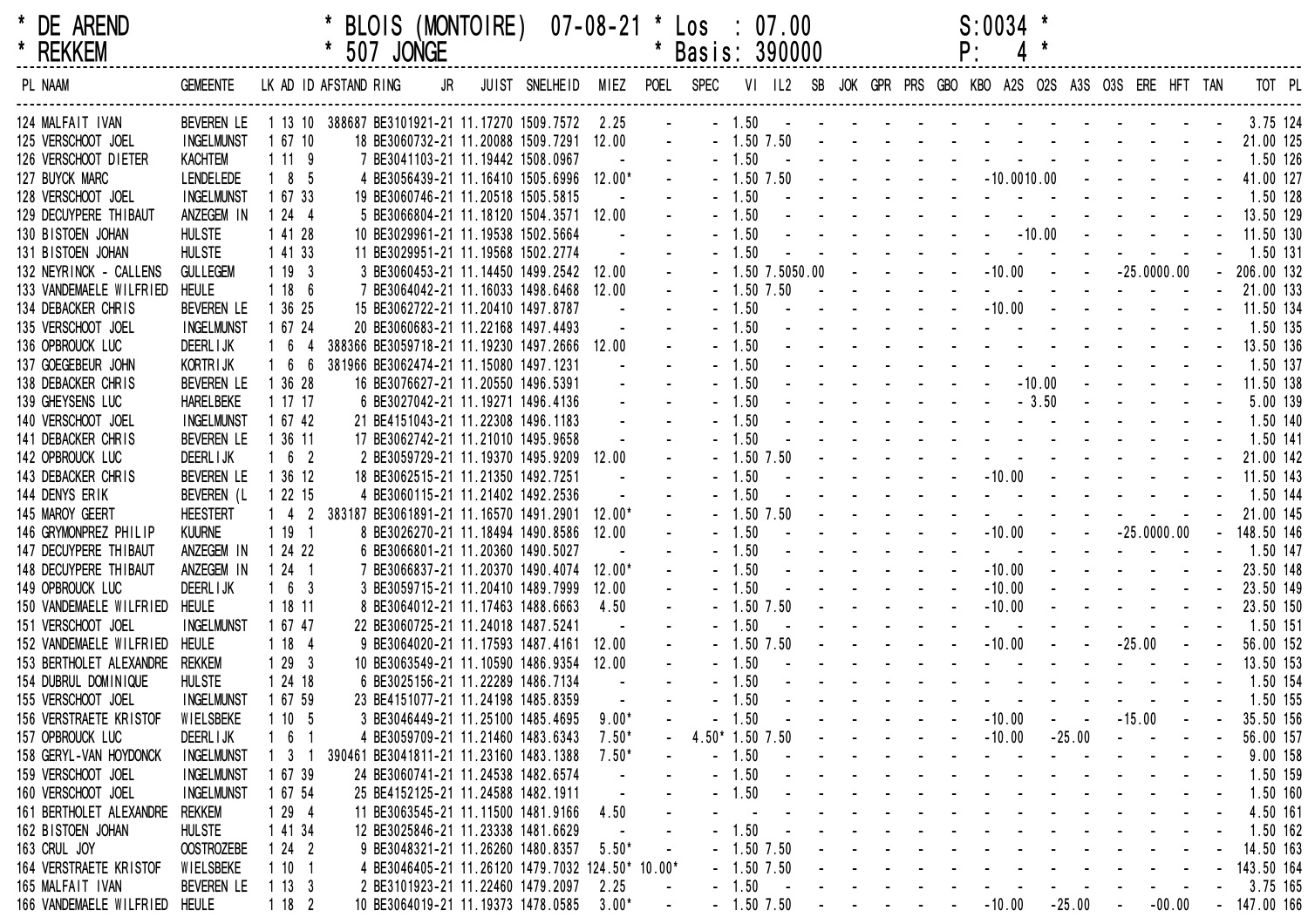```
* DE AREND          * BLOIS (MONTOIRE)  07-08-21 * Los  : 07.00          S:0034 *
* REKKEM            * 507 JONGE                  * Basis: 390000         P:    4 *
```

| PL | NAAM | GEMEENTE | LK | AD | ID | AFSTAND | RING JR | JUIST | SNELHEID | MIEZ | POEL | SPEC | VI | IL2 | SB | JOK | GPR | PRS | GBO | KBO | A2S | O2S | A3S | O3S | ERE | HFT | TAN | TOT | PL |
|---|---|---|---|---|---|---|---|---|---|---|---|---|---|---|---|---|---|---|---|---|---|---|---|---|---|---|---|---|---|
| 124 | MALFAIT IVAN | BEVEREN LE | 1 | 13 | 10 | 388687 | BE3101921-21 | 11.17270 | 1509.7572 | 2.25 | - | - | 1.50 | - | - | - | - | - | - | - | - | - | - | - | - | - | - | 3.75 | 124 |
| 125 | VERSCHOOT JOEL | INGELMUNST | 1 | 67 | 10 | 18 | BE3060732-21 | 11.20088 | 1509.7291 | 12.00 | - | - | 1.50 | 7.50 | - | - | - | - | - | - | - | - | - | - | - | - | - | 21.00 | 125 |
| 126 | VERSCHOOT DIETER | KACHTEM | 1 | 11 | 9 | 7 | BE3041103-21 | 11.19442 | 1508.0967 | - | - | - | 1.50 | - | - | - | - | - | - | - | - | - | - | - | - | - | - | 1.50 | 126 |
| 127 | BUYCK MARC | LENDELEDE | 1 | 8 | 5 | 4 | BE3056439-21 | 11.16410 | 1505.6996 | 12.00* | - | - | 1.50 | 7.50 | - | - | - | - | - | - | 10.00 | 10.00 | - | - | - | - | - | 41.00 | 127 |
| 128 | VERSCHOOT JOEL | INGELMUNST | 1 | 67 | 33 | 19 | BE3060746-21 | 11.20518 | 1505.5815 | - | - | - | 1.50 | - | - | - | - | - | - | - | - | - | - | - | - | - | - | 1.50 | 128 |
| 129 | DECUYPERE THIBAUT | ANZEGEM IN | 1 | 24 | 4 | 5 | BE3066804-21 | 11.18120 | 1504.3571 | 12.00 | - | - | 1.50 | - | - | - | - | - | - | - | - | - | - | - | - | - | - | 13.50 | 129 |
| 130 | BISTOEN JOHAN | HULSTE | 1 | 41 | 28 | 10 | BE3029961-21 | 11.19538 | 1502.5664 | - | - | - | 1.50 | - | - | - | - | - | - | - | - | 10.00 | - | - | - | - | - | 11.50 | 130 |
| 131 | BISTOEN JOHAN | HULSTE | 1 | 41 | 33 | 11 | BE3029951-21 | 11.19568 | 1502.2774 | - | - | - | 1.50 | - | - | - | - | - | - | - | - | - | - | - | - | - | - | 1.50 | 131 |
| 132 | NEYRINCK - CALLENS | GULLEGEM | 1 | 19 | 3 | 3 | BE3060453-21 | 11.14450 | 1499.2542 | 12.00 | - | - | 1.50 | 7.50 | 50.00 | - | - | - | - | - | 10.00 | - | - | - | 25.00 | 00.00 | - | 206.00 | 132 |
| 133 | VANDEMAELE WILFRIED | HEULE | 1 | 18 | 6 | 7 | BE3064042-21 | 11.16033 | 1498.6468 | 12.00 | - | - | 1.50 | 7.50 | - | - | - | - | - | - | - | - | - | - | - | - | - | 21.00 | 133 |
| 134 | DEBACKER CHRIS | BEVEREN LE | 1 | 36 | 25 | 15 | BE3062722-21 | 11.20410 | 1497.8787 | - | - | - | 1.50 | - | - | - | - | - | - | - | 10.00 | - | - | - | - | - | - | 11.50 | 134 |
| 135 | VERSCHOOT JOEL | INGELMUNST | 1 | 67 | 24 | 20 | BE3060683-21 | 11.22168 | 1497.4493 | - | - | - | 1.50 | - | - | - | - | - | - | - | - | - | - | - | - | - | - | 1.50 | 135 |
| 136 | OPBROUCK LUC | DEERLIJK | 1 | 6 | 4 | 388366 | BE3059718-21 | 11.19230 | 1497.2666 | 12.00 | - | - | 1.50 | - | - | - | - | - | - | - | - | - | - | - | - | - | - | 13.50 | 136 |
| 137 | GOEGEBEUR JOHN | KORTRIJK | 1 | 6 | 6 | 381966 | BE3062474-21 | 11.15080 | 1497.1231 | - | - | - | 1.50 | - | - | - | - | - | - | - | - | - | - | - | - | - | - | 1.50 | 137 |
| 138 | DEBACKER CHRIS | BEVEREN LE | 1 | 36 | 28 | 16 | BE3076627-21 | 11.20550 | 1496.5391 | - | - | - | 1.50 | - | - | - | - | - | - | - | - | 10.00 | - | - | - | - | - | 11.50 | 138 |
| 139 | GHEYSENS LUC | HARELBEKE | 1 | 17 | 17 | 6 | BE3027042-21 | 11.19271 | 1496.4136 | - | - | - | 1.50 | - | - | - | - | - | - | - | - | 3.50 | - | - | - | - | - | 5.00 | 139 |
| 140 | VERSCHOOT JOEL | INGELMUNST | 1 | 67 | 42 | 21 | BE4151043-21 | 11.22308 | 1496.1183 | - | - | - | 1.50 | - | - | - | - | - | - | - | - | - | - | - | - | - | - | 1.50 | 140 |
| 141 | DEBACKER CHRIS | BEVEREN LE | 1 | 36 | 11 | 17 | BE3062742-21 | 11.21010 | 1495.9658 | - | - | - | 1.50 | - | - | - | - | - | - | - | - | - | - | - | - | - | - | 1.50 | 141 |
| 142 | OPBROUCK LUC | DEERLIJK | 1 | 6 | 2 | 2 | BE3059729-21 | 11.19370 | 1495.9209 | 12.00 | - | - | 1.50 | 7.50 | - | - | - | - | - | - | - | - | - | - | - | - | - | 21.00 | 142 |
| 143 | DEBACKER CHRIS | BEVEREN LE | 1 | 36 | 12 | 18 | BE3062515-21 | 11.21350 | 1492.7251 | - | - | - | 1.50 | - | - | - | - | - | - | - | 10.00 | - | - | - | - | - | - | 11.50 | 143 |
| 144 | DENYS ERIK | BEVEREN (L | 1 | 22 | 15 | 4 | BE3060115-21 | 11.21402 | 1492.2536 | - | - | - | 1.50 | - | - | - | - | - | - | - | - | - | - | - | - | - | - | 1.50 | 144 |
| 145 | MAROY GEERT | HEESTERT | 1 | 4 | 2 | 383187 | BE3061891-21 | 11.16570 | 1491.2901 | 12.00* | - | - | 1.50 | 7.50 | - | - | - | - | - | - | - | - | - | - | - | - | - | 21.00 | 145 |
| 146 | GRYMONPREZ PHILIP | KUURNE | 1 | 19 | 1 | 8 | BE3026270-21 | 11.18494 | 1490.8586 | 12.00 | - | - | 1.50 | - | - | - | - | - | - | - | 10.00 | - | - | - | 25.00 | 00.00 | - | 148.50 | 146 |
| 147 | DECUYPERE THIBAUT | ANZEGEM IN | 1 | 24 | 22 | 6 | BE3066801-21 | 11.20360 | 1490.5027 | - | - | - | 1.50 | - | - | - | - | - | - | - | - | - | - | - | - | - | - | 1.50 | 147 |
| 148 | DECUYPERE THIBAUT | ANZEGEM IN | 1 | 24 | 1 | 7 | BE3066837-21 | 11.20370 | 1490.4074 | 12.00* | - | - | 1.50 | - | - | - | - | - | - | - | 10.00 | - | - | - | - | - | - | 23.50 | 148 |
| 149 | OPBROUCK LUC | DEERLIJK | 1 | 6 | 3 | 3 | BE3059715-21 | 11.20410 | 1489.7999 | 12.00 | - | - | 1.50 | - | - | - | - | - | - | - | 10.00 | - | - | - | - | - | - | 23.50 | 149 |
| 150 | VANDEMAELE WILFRIED | HEULE | 1 | 18 | 11 | 8 | BE3064012-21 | 11.17463 | 1488.6663 | 4.50 | - | - | 1.50 | 7.50 | - | - | - | - | - | - | 10.00 | - | - | - | - | - | - | 23.50 | 150 |
| 151 | VERSCHOOT JOEL | INGELMUNST | 1 | 67 | 47 | 22 | BE3060725-21 | 11.24018 | 1487.5241 | - | - | - | 1.50 | - | - | - | - | - | - | - | - | - | - | - | - | - | - | 1.50 | 151 |
| 152 | VANDEMAELE WILFRIED | HEULE | 1 | 18 | 4 | 9 | BE3064020-21 | 11.17593 | 1487.4161 | 12.00 | - | - | 1.50 | 7.50 | - | - | - | - | - | - | 10.00 | - | - | - | 25.00 | - | - | 56.00 | 152 |
| 153 | BERTHOLET ALEXANDRE | REKKEM | 1 | 29 | 3 | 10 | BE3063549-21 | 11.10590 | 1486.9354 | 12.00 | - | - | 1.50 | - | - | - | - | - | - | - | - | - | - | - | - | - | - | 13.50 | 153 |
| 154 | DUBRUL DOMINIQUE | HULSTE | 1 | 24 | 18 | 6 | BE3025156-21 | 11.22289 | 1486.7134 | - | - | - | 1.50 | - | - | - | - | - | - | - | - | - | - | - | - | - | - | 1.50 | 154 |
| 155 | VERSCHOOT JOEL | INGELMUNST | 1 | 67 | 59 | 23 | BE4151077-21 | 11.24198 | 1485.8359 | - | - | - | 1.50 | - | - | - | - | - | - | - | - | - | - | - | - | - | - | 1.50 | 155 |
| 156 | VERSTRAETE KRISTOF | WIELSBEKE | 1 | 10 | 5 | 3 | BE3046449-21 | 11.25100 | 1485.4695 | 9.00* | - | - | 1.50 | - | - | - | - | - | - | - | 10.00 | - | - | - | 15.00 | - | - | 35.50 | 156 |
| 157 | OPBROUCK LUC | DEERLIJK | 1 | 6 | 1 | 4 | BE3059709-21 | 11.21460 | 1483.6343 | 7.50* | - | 4.50* | 1.50 | 7.50 | - | - | - | - | - | - | 10.00 | - | 25.00 | - | - | - | - | 56.00 | 157 |
| 158 | GERYL-VAN HOYDONCK | INGELMUNST | 1 | 3 | 1 | 390461 | BE3041811-21 | 11.23160 | 1483.1388 | 7.50* | - | - | 1.50 | - | - | - | - | - | - | - | - | - | - | - | - | - | - | 9.00 | 158 |
| 159 | VERSCHOOT JOEL | INGELMUNST | 1 | 67 | 39 | 24 | BE3060741-21 | 11.24538 | 1482.6574 | - | - | - | 1.50 | - | - | - | - | - | - | - | - | - | - | - | - | - | - | 1.50 | 159 |
| 160 | VERSCHOOT JOEL | INGELMUNST | 1 | 67 | 54 | 25 | BE4152125-21 | 11.24588 | 1482.1911 | - | - | - | 1.50 | - | - | - | - | - | - | - | - | - | - | - | - | - | - | 1.50 | 160 |
| 161 | BERTHOLET ALEXANDRE | REKKEM | 1 | 29 | 4 | 11 | BE3063545-21 | 11.11500 | 1481.9166 | 4.50 | - | - | - | - | - | - | - | - | - | - | - | - | - | - | - | - | - | 4.50 | 161 |
| 162 | BISTOEN JOHAN | HULSTE | 1 | 41 | 34 | 12 | BE3025846-21 | 11.23338 | 1481.6629 | - | - | - | 1.50 | - | - | - | - | - | - | - | - | - | - | - | - | - | - | 1.50 | 162 |
| 163 | CRUL JOY | OOSTROZEBE | 1 | 24 | 2 | 9 | BE3048321-21 | 11.26260 | 1480.8357 | 5.50* | - | - | 1.50 | 7.50 | - | - | - | - | - | - | - | - | - | - | - | - | - | 14.50 | 163 |
| 164 | VERSTRAETE KRISTOF | WIELSBEKE | 1 | 10 | 1 | 4 | BE3046405-21 | 11.26120 | 1479.7032 | 124.50* | 10.00* | - | 1.50 | 7.50 | - | - | - | - | - | - | - | - | - | - | - | - | - | 143.50 | 164 |
| 165 | MALFAIT IVAN | BEVEREN LE | 1 | 13 | 3 | 2 | BE3101923-21 | 11.22460 | 1479.2097 | 2.25 | - | - | 1.50 | - | - | - | - | - | - | - | - | - | - | - | - | - | - | 3.75 | 165 |
| 166 | VANDEMAELE WILFRIED | HEULE | 1 | 18 | 2 | 10 | BE3064019-21 | 11.19373 | 1478.0585 | 3.00* | - | - | 1.50 | 7.50 | - | - | - | - | - | - | 10.00 | - | 25.00 | - | - | 00.00 | - | 147.00 | 166 |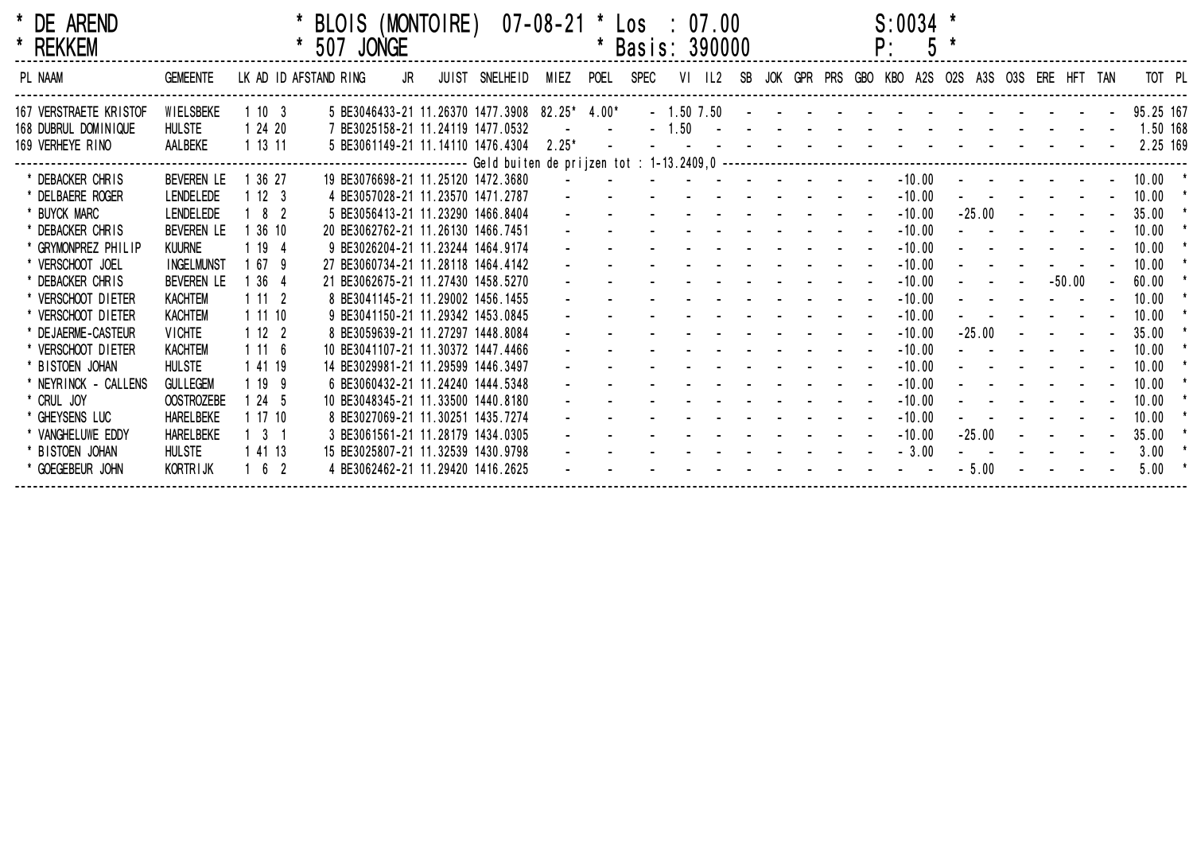| | | | | | | | | | | | | | | | | | | | | | | | | | | | | | |
|---|---|---|---|---|---|---|---|---|---|---|---|---|---|---|---|---|---|---|---|---|---|---|---|---|---|---|---|---|---|
| * DE AREND | | | | | * BLOIS (MONTOIRE) | 07-08-21 | * Los : 07.00 | | | | | S:0034 * | | | | | | | | | | | | | | | | | |
| * REKKEM | | | | | * 507 JONGE | | * Basis: 390000 | | | | | P: 5 * | | | | | | | | | | | | | | | | | |

| PL | NAAM | GEMEENTE | LK | AD | ID | AFSTAND RING JR | JUIST | SNELHEID | MIEZ | POEL | SPEC | VI | IL2 | SB | JOK | GPR | PRS | GBO | KBO | A2S | O2S | A3S | O3S | ERE | HFT | TAN | TOT | PL |
|---|---|---|---|---|---|---|---|---|---|---|---|---|---|---|---|---|---|---|---|---|---|---|---|---|---|---|---|---|
| 167 | VERSTRAETE KRISTOF | WIELSBEKE | 1 | 10 | 3 | 5 BE3046433-21 | 11.26370 | 1477.3908 | 82.25* | 4.00* | - | 1.50 | 7.50 | - | - | - | - | - | - | - | - | - | - | - | - | - | 95.25 | 167 |
| 168 | DUBRUL DOMINIQUE | HULSTE | 1 | 24 | 20 | 7 BE3025158-21 | 11.24119 | 1477.0532 | - | - | - | 1.50 | - | - | - | - | - | - | - | - | - | - | - | - | - | - | 1.50 | 168 |
| 169 | VERHEYE RINO | AALBEKE | 1 | 13 | 11 | 5 BE3061149-21 | 11.14110 | 1476.4304 | 2.25* | - | - | - | - | - | - | - | - | - | - | - | - | - | - | - | - | - | 2.25 | 169 |
| | Geld buiten de prijzen tot : 1-13.2409,0 | | | | | | | | | | | | | | | | | | | | | | | | | | | |
| * | DEBACKER CHRIS | BEVEREN LE | 1 | 36 | 27 | 19 BE3076698-21 | 11.25120 | 1472.3680 | - | - | - | - | - | - | - | - | - | - | - | -10.00 | - | - | - | - | - | - | 10.00 | * |
| * | DELBAERE ROGER | LENDELEDE | 1 | 12 | 3 | 4 BE3057028-21 | 11.23570 | 1471.2787 | - | - | - | - | - | - | - | - | - | - | - | -10.00 | - | - | - | - | - | - | 10.00 | * |
| * | BUYCK MARC | LENDELEDE | 1 | 8 | 2 | 5 BE3056413-21 | 11.23290 | 1466.8404 | - | - | - | - | - | - | - | - | - | - | - | -10.00 | - | -25.00 | - | - | - | - | 35.00 | * |
| * | DEBACKER CHRIS | BEVEREN LE | 1 | 36 | 10 | 20 BE3062762-21 | 11.26130 | 1466.7451 | - | - | - | - | - | - | - | - | - | - | - | -10.00 | - | - | - | - | - | - | 10.00 | * |
| * | GRYMONPREZ PHILIP | KUURNE | 1 | 19 | 4 | 9 BE3026204-21 | 11.23244 | 1464.9174 | - | - | - | - | - | - | - | - | - | - | - | -10.00 | - | - | - | - | - | - | 10.00 | * |
| * | VERSCHOOT JOEL | INGELMUNST | 1 | 67 | 9 | 27 BE3060734-21 | 11.28118 | 1464.4142 | - | - | - | - | - | - | - | - | - | - | - | -10.00 | - | - | - | - | - | - | 10.00 | * |
| * | DEBACKER CHRIS | BEVEREN LE | 1 | 36 | 4 | 21 BE3062675-21 | 11.27430 | 1458.5270 | - | - | - | - | - | - | - | - | - | - | - | -10.00 | - | - | - | - | -50.00 | - | 60.00 | * |
| * | VERSCHOOT DIETER | KACHTEM | 1 | 11 | 2 | 8 BE3041145-21 | 11.29002 | 1456.1455 | - | - | - | - | - | - | - | - | - | - | - | -10.00 | - | - | - | - | - | - | 10.00 | * |
| * | VERSCHOOT DIETER | KACHTEM | 1 | 11 | 10 | 9 BE3041150-21 | 11.29342 | 1453.0845 | - | - | - | - | - | - | - | - | - | - | - | -10.00 | - | - | - | - | - | - | 10.00 | * |
| * | DEJAERME-CASTEUR | VICHTE | 1 | 12 | 2 | 8 BE3059639-21 | 11.27297 | 1448.8084 | - | - | - | - | - | - | - | - | - | - | - | -10.00 | - | -25.00 | - | - | - | - | 35.00 | * |
| * | VERSCHOOT DIETER | KACHTEM | 1 | 11 | 6 | 10 BE3041107-21 | 11.30372 | 1447.4466 | - | - | - | - | - | - | - | - | - | - | - | -10.00 | - | - | - | - | - | - | 10.00 | * |
| * | BISTOEN JOHAN | HULSTE | 1 | 41 | 19 | 14 BE3029981-21 | 11.29599 | 1446.3497 | - | - | - | - | - | - | - | - | - | - | - | -10.00 | - | - | - | - | - | - | 10.00 | * |
| * | NEYRINCK - CALLENS | GULLEGEM | 1 | 19 | 9 | 6 BE3060432-21 | 11.24240 | 1444.5348 | - | - | - | - | - | - | - | - | - | - | - | -10.00 | - | - | - | - | - | - | 10.00 | * |
| * | CRUL JOY | OOSTROZEBE | 1 | 24 | 5 | 10 BE3048345-21 | 11.33500 | 1440.8180 | - | - | - | - | - | - | - | - | - | - | - | -10.00 | - | - | - | - | - | - | 10.00 | * |
| * | GHEYSENS LUC | HARELBEKE | 1 | 17 | 10 | 8 BE3027069-21 | 11.30251 | 1435.7274 | - | - | - | - | - | - | - | - | - | - | - | -10.00 | - | - | - | - | - | - | 10.00 | * |
| * | VANGHELUWE EDDY | HARELBEKE | 1 | 3 | 1 | 3 BE3061561-21 | 11.28179 | 1434.0305 | - | - | - | - | - | - | - | - | - | - | - | -10.00 | - | -25.00 | - | - | - | - | 35.00 | * |
| * | BISTOEN JOHAN | HULSTE | 1 | 41 | 13 | 15 BE3025807-21 | 11.32539 | 1430.9798 | - | - | - | - | - | - | - | - | - | - | - | - 3.00 | - | - | - | - | - | - | 3.00 | * |
| * | GOEGEBEUR JOHN | KORTRIJK | 1 | 6 | 2 | 4 BE3062462-21 | 11.29420 | 1416.2625 | - | - | - | - | - | - | - | - | - | - | - | - | - | - 5.00 | - | - | - | - | 5.00 | * |